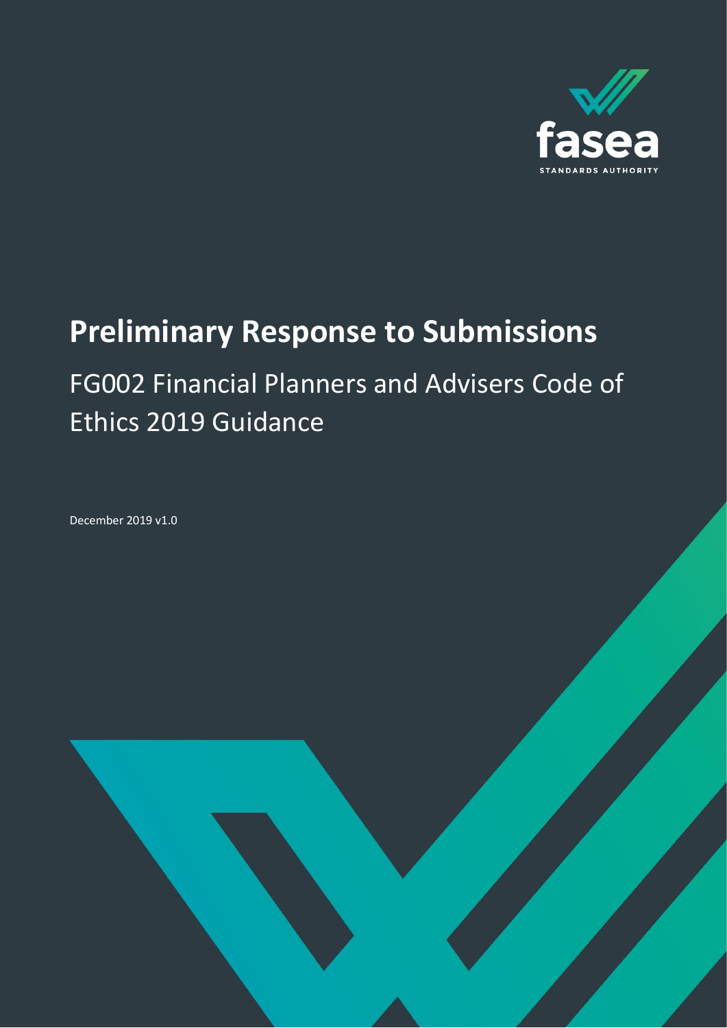fasea

STANDARDS AUTHORITY

# Preliminary Response to Submissions

## FG002 Financial Planners and Advisers Code of Ethics 2019 Guidance

December 2019 v1.0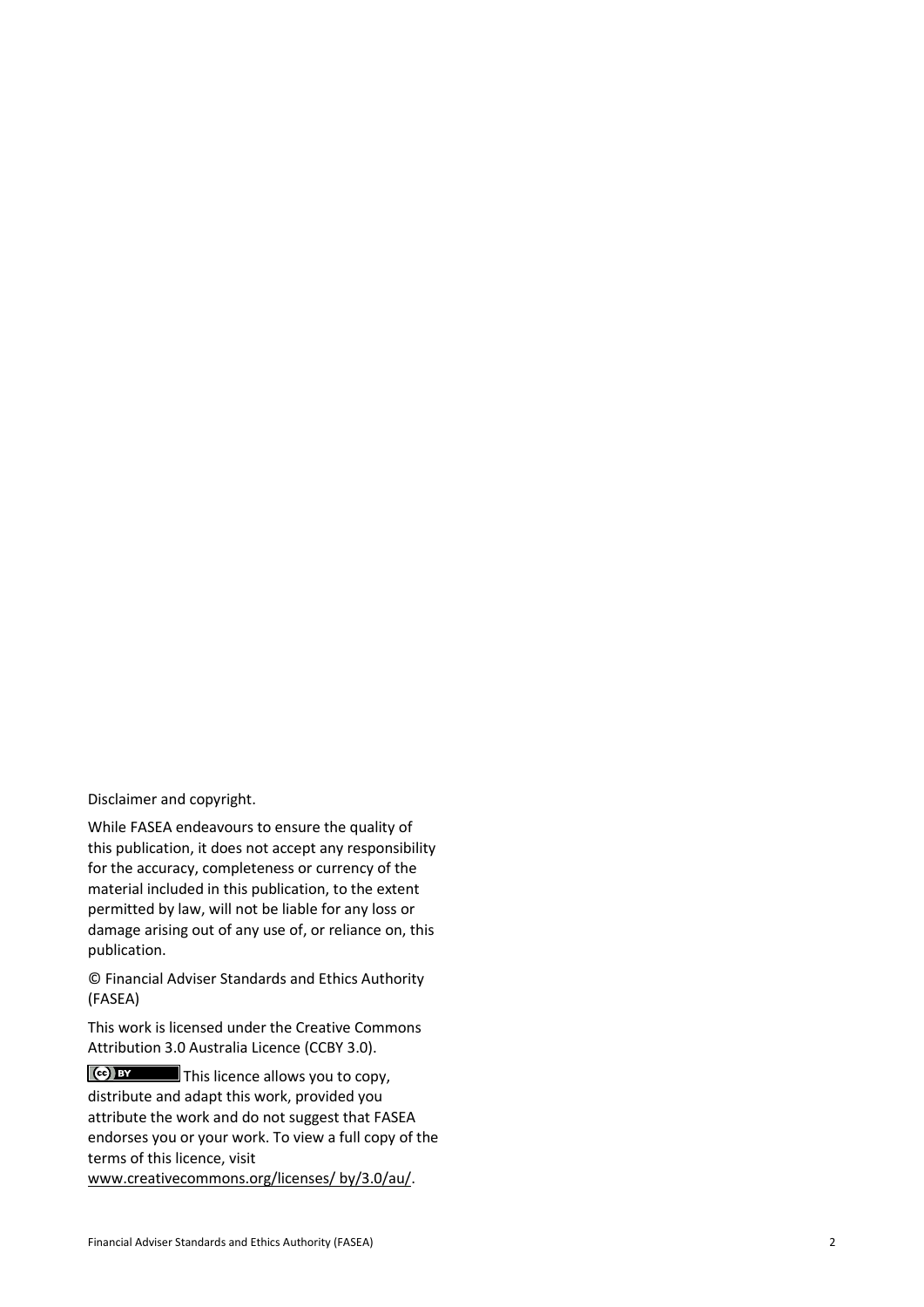Disclaimer and copyright.

While FASEA endeavours to ensure the quality of this publication, it does not accept any responsibility for the accuracy, completeness or currency of the material included in this publication, to the extent permitted by law, will not be liable for any loss or damage arising out of any use of, or reliance on, this publication.

© Financial Adviser Standards and Ethics Authority (FASEA)

This work is licensed under the Creative Commons Attribution 3.0 Australia Licence (CCBY 3.0).

This licence allows you to copy, distribute and adapt this work, provided you attribute the work and do not suggest that FASEA endorses you or your work. To view a full copy of the terms of this licence, visit www.creativecommons.org/licenses/ by/3.0/au/.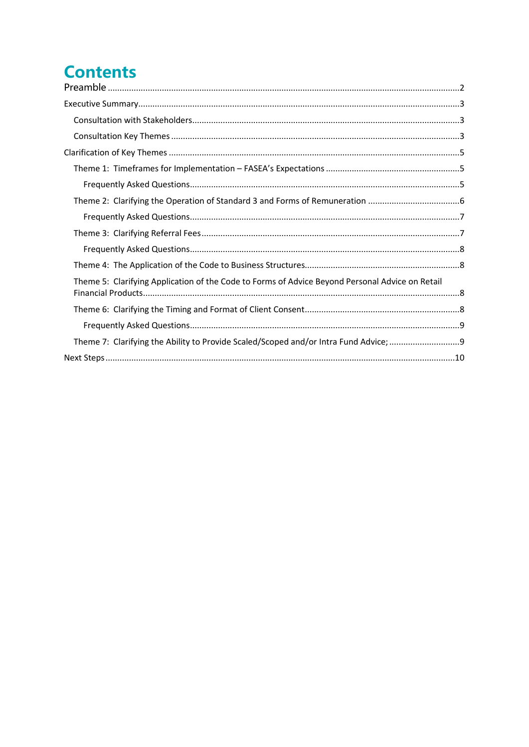# Contents

Preamble ....................................................................................................................................................2

Executive Summary.......................................................................................................................................3

- Consultation with Stakeholders.................................................................................................................3
- Consultation Key Themes .........................................................................................................................3

Clarification of Key Themes ..........................................................................................................................5

- Theme 1: Timeframes for Implementation – FASEA's Expectations .........................................................5
  - Frequently Asked Questions..................................................................................................................5
- Theme 2: Clarifying the Operation of Standard 3 and Forms of Remuneration .......................................6
  - Frequently Asked Questions..................................................................................................................7
- Theme 3: Clarifying Referral Fees .............................................................................................................7
  - Frequently Asked Questions..................................................................................................................8
- Theme 4: The Application of the Code to Business Structures..................................................................8
- Theme 5: Clarifying Application of the Code to Forms of Advice Beyond Personal Advice on Retail Financial Products......................................................................................................................................8
- Theme 6: Clarifying the Timing and Format of Client Consent..................................................................8
  - Frequently Asked Questions..................................................................................................................9
- Theme 7: Clarifying the Ability to Provide Scaled/Scoped and/or Intra Fund Advice; ..............................9

Next Steps...................................................................................................................................................10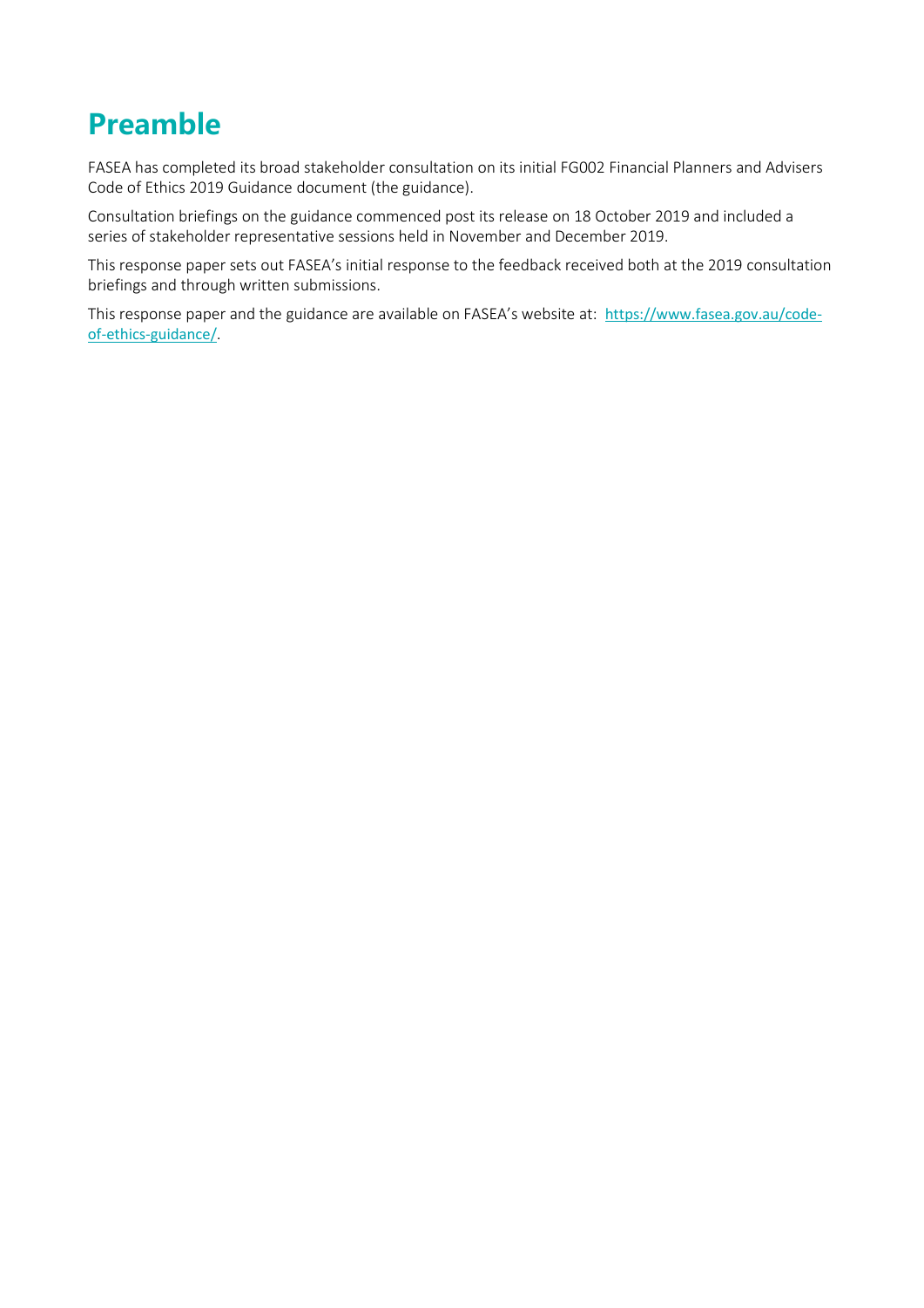# Preamble

FASEA has completed its broad stakeholder consultation on its initial FG002 Financial Planners and Advisers Code of Ethics 2019 Guidance document (the guidance).

Consultation briefings on the guidance commenced post its release on 18 October 2019 and included a series of stakeholder representative sessions held in November and December 2019.

This response paper sets out FASEA's initial response to the feedback received both at the 2019 consultation briefings and through written submissions.

This response paper and the guidance are available on FASEA's website at: [https://www.fasea.gov.au/code-of-ethics-guidance/](https://www.fasea.gov.au/code-of-ethics-guidance/).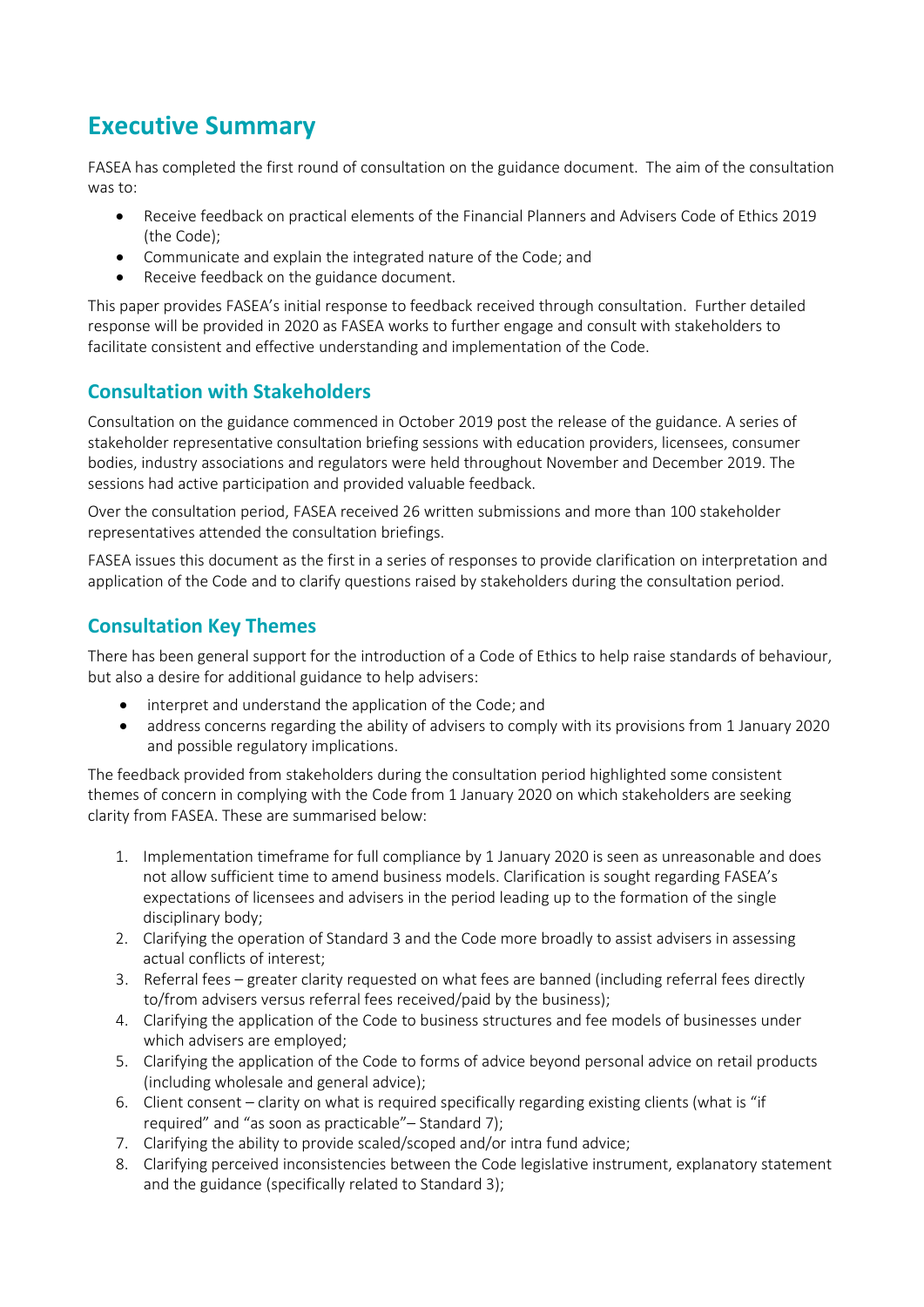# Executive Summary

FASEA has completed the first round of consultation on the guidance document. The aim of the consultation was to:

- Receive feedback on practical elements of the Financial Planners and Advisers Code of Ethics 2019 (the Code);
- Communicate and explain the integrated nature of the Code; and
- Receive feedback on the guidance document.

This paper provides FASEA's initial response to feedback received through consultation. Further detailed response will be provided in 2020 as FASEA works to further engage and consult with stakeholders to facilitate consistent and effective understanding and implementation of the Code.

## Consultation with Stakeholders

Consultation on the guidance commenced in October 2019 post the release of the guidance. A series of stakeholder representative consultation briefing sessions with education providers, licensees, consumer bodies, industry associations and regulators were held throughout November and December 2019. The sessions had active participation and provided valuable feedback.

Over the consultation period, FASEA received 26 written submissions and more than 100 stakeholder representatives attended the consultation briefings.

FASEA issues this document as the first in a series of responses to provide clarification on interpretation and application of the Code and to clarify questions raised by stakeholders during the consultation period.

## Consultation Key Themes

There has been general support for the introduction of a Code of Ethics to help raise standards of behaviour, but also a desire for additional guidance to help advisers:

- interpret and understand the application of the Code; and
- address concerns regarding the ability of advisers to comply with its provisions from 1 January 2020 and possible regulatory implications.

The feedback provided from stakeholders during the consultation period highlighted some consistent themes of concern in complying with the Code from 1 January 2020 on which stakeholders are seeking clarity from FASEA. These are summarised below:

1. Implementation timeframe for full compliance by 1 January 2020 is seen as unreasonable and does not allow sufficient time to amend business models. Clarification is sought regarding FASEA's expectations of licensees and advisers in the period leading up to the formation of the single disciplinary body;
2. Clarifying the operation of Standard 3 and the Code more broadly to assist advisers in assessing actual conflicts of interest;
3. Referral fees – greater clarity requested on what fees are banned (including referral fees directly to/from advisers versus referral fees received/paid by the business);
4. Clarifying the application of the Code to business structures and fee models of businesses under which advisers are employed;
5. Clarifying the application of the Code to forms of advice beyond personal advice on retail products (including wholesale and general advice);
6. Client consent – clarity on what is required specifically regarding existing clients (what is "if required" and "as soon as practicable"– Standard 7);
7. Clarifying the ability to provide scaled/scoped and/or intra fund advice;
8. Clarifying perceived inconsistencies between the Code legislative instrument, explanatory statement and the guidance (specifically related to Standard 3);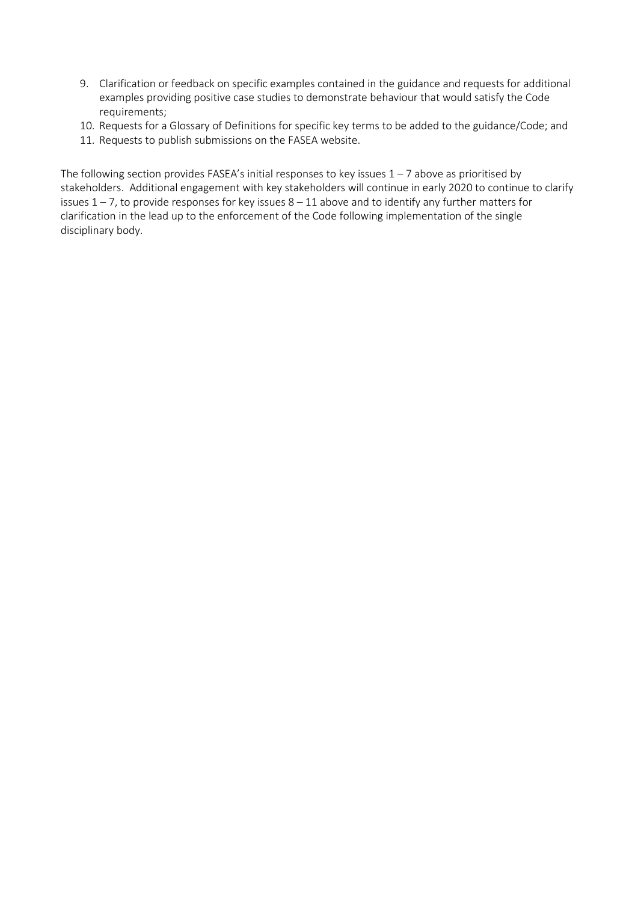9. Clarification or feedback on specific examples contained in the guidance and requests for additional examples providing positive case studies to demonstrate behaviour that would satisfy the Code requirements;
10. Requests for a Glossary of Definitions for specific key terms to be added to the guidance/Code; and
11. Requests to publish submissions on the FASEA website.

The following section provides FASEA's initial responses to key issues 1 – 7 above as prioritised by stakeholders. Additional engagement with key stakeholders will continue in early 2020 to continue to clarify issues 1 – 7, to provide responses for key issues 8 – 11 above and to identify any further matters for clarification in the lead up to the enforcement of the Code following implementation of the single disciplinary body.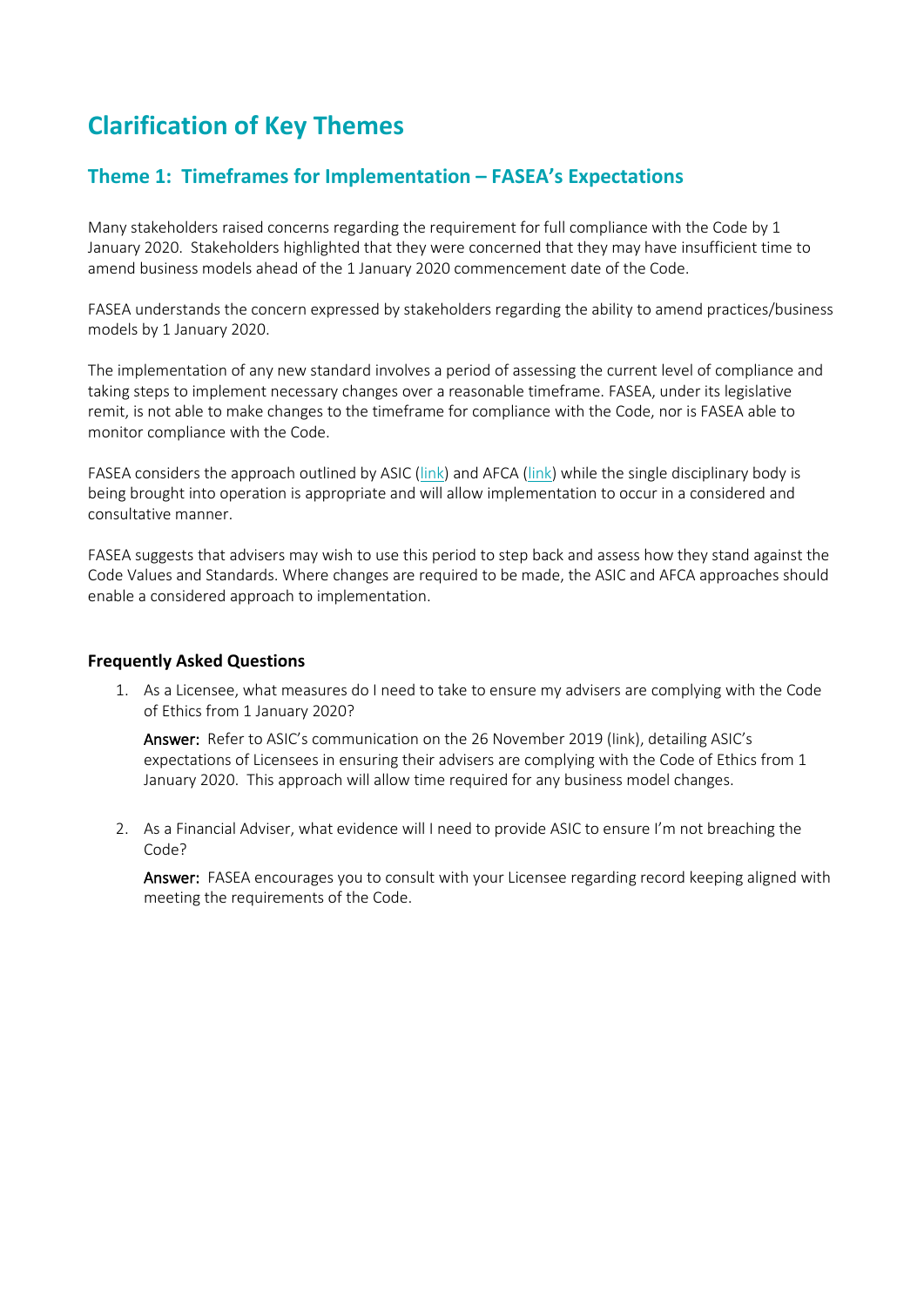# Clarification of Key Themes

## Theme 1: Timeframes for Implementation – FASEA's Expectations

Many stakeholders raised concerns regarding the requirement for full compliance with the Code by 1 January 2020. Stakeholders highlighted that they were concerned that they may have insufficient time to amend business models ahead of the 1 January 2020 commencement date of the Code.

FASEA understands the concern expressed by stakeholders regarding the ability to amend practices/business models by 1 January 2020.

The implementation of any new standard involves a period of assessing the current level of compliance and taking steps to implement necessary changes over a reasonable timeframe. FASEA, under its legislative remit, is not able to make changes to the timeframe for compliance with the Code, nor is FASEA able to monitor compliance with the Code.

FASEA considers the approach outlined by ASIC (link) and AFCA (link) while the single disciplinary body is being brought into operation is appropriate and will allow implementation to occur in a considered and consultative manner.

FASEA suggests that advisers may wish to use this period to step back and assess how they stand against the Code Values and Standards. Where changes are required to be made, the ASIC and AFCA approaches should enable a considered approach to implementation.

### Frequently Asked Questions

1. As a Licensee, what measures do I need to take to ensure my advisers are complying with the Code of Ethics from 1 January 2020?

   **Answer:** Refer to ASIC's communication on the 26 November 2019 (link), detailing ASIC's expectations of Licensees in ensuring their advisers are complying with the Code of Ethics from 1 January 2020. This approach will allow time required for any business model changes.

2. As a Financial Adviser, what evidence will I need to provide ASIC to ensure I'm not breaching the Code?

   **Answer:** FASEA encourages you to consult with your Licensee regarding record keeping aligned with meeting the requirements of the Code.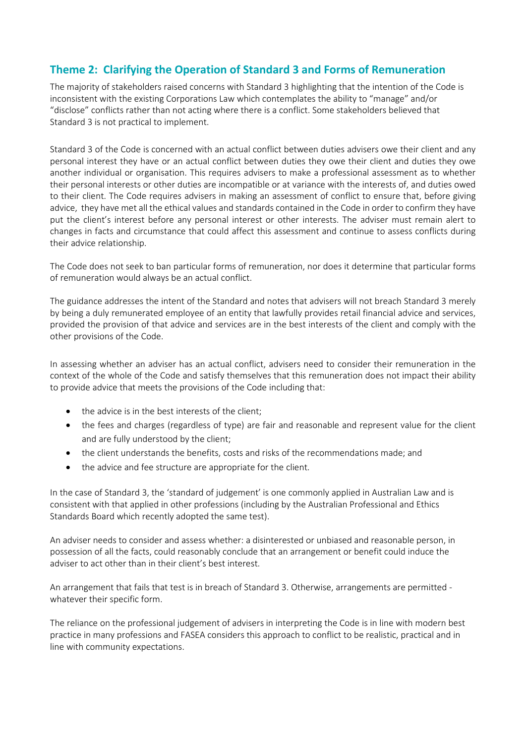## Theme 2: Clarifying the Operation of Standard 3 and Forms of Remuneration

The majority of stakeholders raised concerns with Standard 3 highlighting that the intention of the Code is inconsistent with the existing Corporations Law which contemplates the ability to "manage" and/or "disclose" conflicts rather than not acting where there is a conflict. Some stakeholders believed that Standard 3 is not practical to implement.

Standard 3 of the Code is concerned with an actual conflict between duties advisers owe their client and any personal interest they have or an actual conflict between duties they owe their client and duties they owe another individual or organisation. This requires advisers to make a professional assessment as to whether their personal interests or other duties are incompatible or at variance with the interests of, and duties owed to their client. The Code requires advisers in making an assessment of conflict to ensure that, before giving advice, they have met all the ethical values and standards contained in the Code in order to confirm they have put the client's interest before any personal interest or other interests. The adviser must remain alert to changes in facts and circumstance that could affect this assessment and continue to assess conflicts during their advice relationship.

The Code does not seek to ban particular forms of remuneration, nor does it determine that particular forms of remuneration would always be an actual conflict.

The guidance addresses the intent of the Standard and notes that advisers will not breach Standard 3 merely by being a duly remunerated employee of an entity that lawfully provides retail financial advice and services, provided the provision of that advice and services are in the best interests of the client and comply with the other provisions of the Code.

In assessing whether an adviser has an actual conflict, advisers need to consider their remuneration in the context of the whole of the Code and satisfy themselves that this remuneration does not impact their ability to provide advice that meets the provisions of the Code including that:

- the advice is in the best interests of the client;
- the fees and charges (regardless of type) are fair and reasonable and represent value for the client and are fully understood by the client;
- the client understands the benefits, costs and risks of the recommendations made; and
- the advice and fee structure are appropriate for the client.

In the case of Standard 3, the 'standard of judgement' is one commonly applied in Australian Law and is consistent with that applied in other professions (including by the Australian Professional and Ethics Standards Board which recently adopted the same test).

An adviser needs to consider and assess whether: a disinterested or unbiased and reasonable person, in possession of all the facts, could reasonably conclude that an arrangement or benefit could induce the adviser to act other than in their client's best interest.

An arrangement that fails that test is in breach of Standard 3. Otherwise, arrangements are permitted - whatever their specific form.

The reliance on the professional judgement of advisers in interpreting the Code is in line with modern best practice in many professions and FASEA considers this approach to conflict to be realistic, practical and in line with community expectations.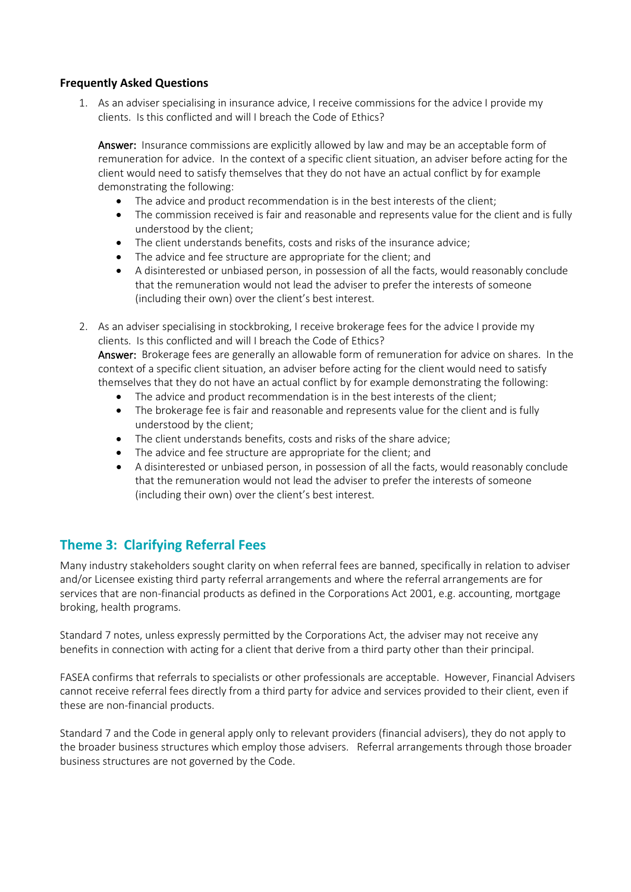**Frequently Asked Questions**

1. As an adviser specialising in insurance advice, I receive commissions for the advice I provide my clients. Is this conflicted and will I breach the Code of Ethics?

   **Answer:** Insurance commissions are explicitly allowed by law and may be an acceptable form of remuneration for advice. In the context of a specific client situation, an adviser before acting for the client would need to satisfy themselves that they do not have an actual conflict by for example demonstrating the following:

   - The advice and product recommendation is in the best interests of the client;
   - The commission received is fair and reasonable and represents value for the client and is fully understood by the client;
   - The client understands benefits, costs and risks of the insurance advice;
   - The advice and fee structure are appropriate for the client; and
   - A disinterested or unbiased person, in possession of all the facts, would reasonably conclude that the remuneration would not lead the adviser to prefer the interests of someone (including their own) over the client's best interest.

2. As an adviser specialising in stockbroking, I receive brokerage fees for the advice I provide my clients. Is this conflicted and will I breach the Code of Ethics?

   **Answer:** Brokerage fees are generally an allowable form of remuneration for advice on shares. In the context of a specific client situation, an adviser before acting for the client would need to satisfy themselves that they do not have an actual conflict by for example demonstrating the following:

   - The advice and product recommendation is in the best interests of the client;
   - The brokerage fee is fair and reasonable and represents value for the client and is fully understood by the client;
   - The client understands benefits, costs and risks of the share advice;
   - The advice and fee structure are appropriate for the client; and
   - A disinterested or unbiased person, in possession of all the facts, would reasonably conclude that the remuneration would not lead the adviser to prefer the interests of someone (including their own) over the client's best interest.

## Theme 3: Clarifying Referral Fees

Many industry stakeholders sought clarity on when referral fees are banned, specifically in relation to adviser and/or Licensee existing third party referral arrangements and where the referral arrangements are for services that are non-financial products as defined in the Corporations Act 2001, e.g. accounting, mortgage broking, health programs.

Standard 7 notes, unless expressly permitted by the Corporations Act, the adviser may not receive any benefits in connection with acting for a client that derive from a third party other than their principal.

FASEA confirms that referrals to specialists or other professionals are acceptable. However, Financial Advisers cannot receive referral fees directly from a third party for advice and services provided to their client, even if these are non-financial products.

Standard 7 and the Code in general apply only to relevant providers (financial advisers), they do not apply to the broader business structures which employ those advisers. Referral arrangements through those broader business structures are not governed by the Code.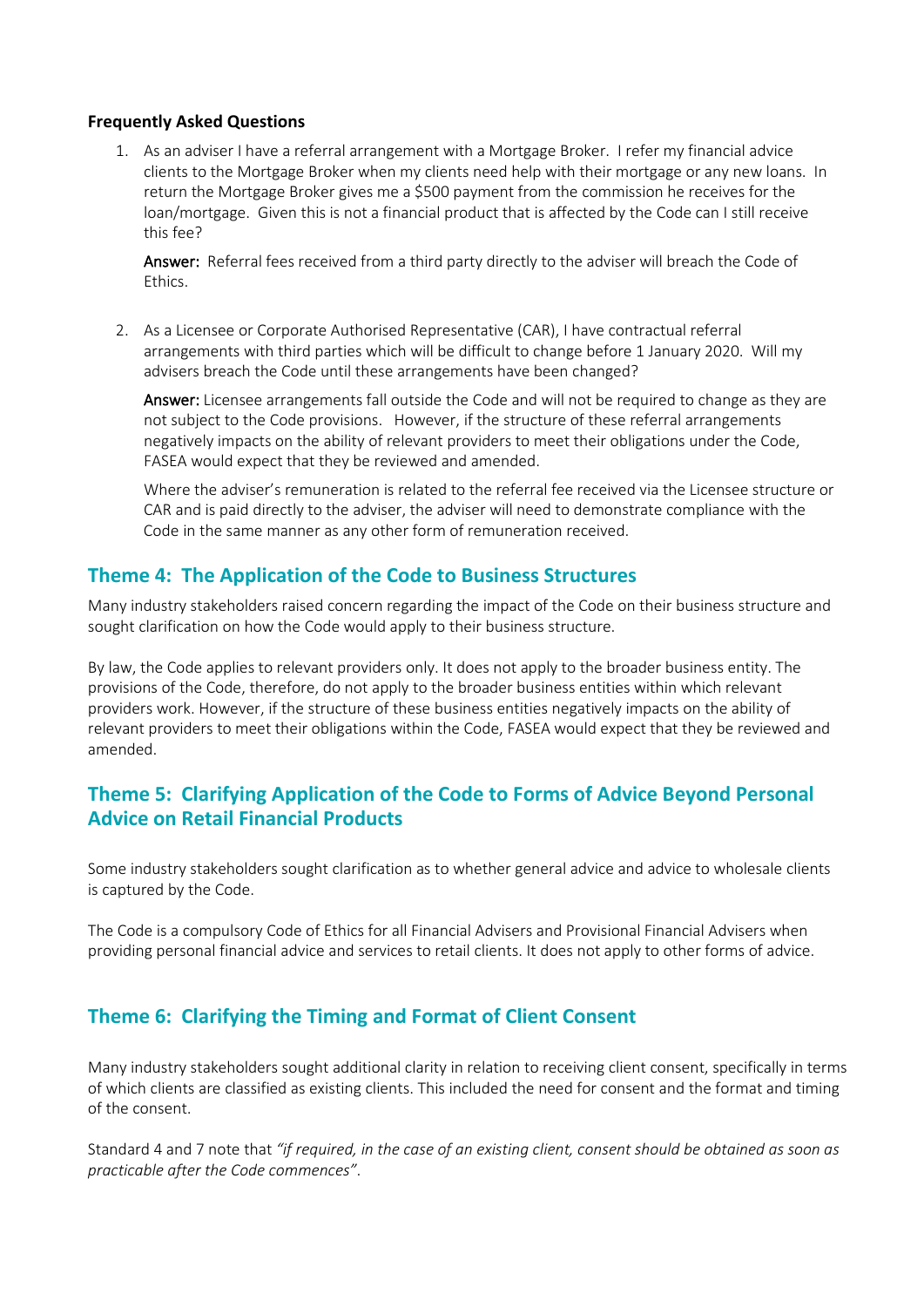**Frequently Asked Questions**

1. As an adviser I have a referral arrangement with a Mortgage Broker. I refer my financial advice clients to the Mortgage Broker when my clients need help with their mortgage or any new loans. In return the Mortgage Broker gives me a $500 payment from the commission he receives for the loan/mortgage. Given this is not a financial product that is affected by the Code can I still receive this fee?

   **Answer:** Referral fees received from a third party directly to the adviser will breach the Code of Ethics.

2. As a Licensee or Corporate Authorised Representative (CAR), I have contractual referral arrangements with third parties which will be difficult to change before 1 January 2020. Will my advisers breach the Code until these arrangements have been changed?

   **Answer:** Licensee arrangements fall outside the Code and will not be required to change as they are not subject to the Code provisions. However, if the structure of these referral arrangements negatively impacts on the ability of relevant providers to meet their obligations under the Code, FASEA would expect that they be reviewed and amended.

   Where the adviser's remuneration is related to the referral fee received via the Licensee structure or CAR and is paid directly to the adviser, the adviser will need to demonstrate compliance with the Code in the same manner as any other form of remuneration received.

## Theme 4: The Application of the Code to Business Structures

Many industry stakeholders raised concern regarding the impact of the Code on their business structure and sought clarification on how the Code would apply to their business structure.

By law, the Code applies to relevant providers only. It does not apply to the broader business entity. The provisions of the Code, therefore, do not apply to the broader business entities within which relevant providers work. However, if the structure of these business entities negatively impacts on the ability of relevant providers to meet their obligations within the Code, FASEA would expect that they be reviewed and amended.

## Theme 5: Clarifying Application of the Code to Forms of Advice Beyond Personal Advice on Retail Financial Products

Some industry stakeholders sought clarification as to whether general advice and advice to wholesale clients is captured by the Code.

The Code is a compulsory Code of Ethics for all Financial Advisers and Provisional Financial Advisers when providing personal financial advice and services to retail clients. It does not apply to other forms of advice.

## Theme 6: Clarifying the Timing and Format of Client Consent

Many industry stakeholders sought additional clarity in relation to receiving client consent, specifically in terms of which clients are classified as existing clients. This included the need for consent and the format and timing of the consent.

Standard 4 and 7 note that *"if required, in the case of an existing client, consent should be obtained as soon as practicable after the Code commences"*.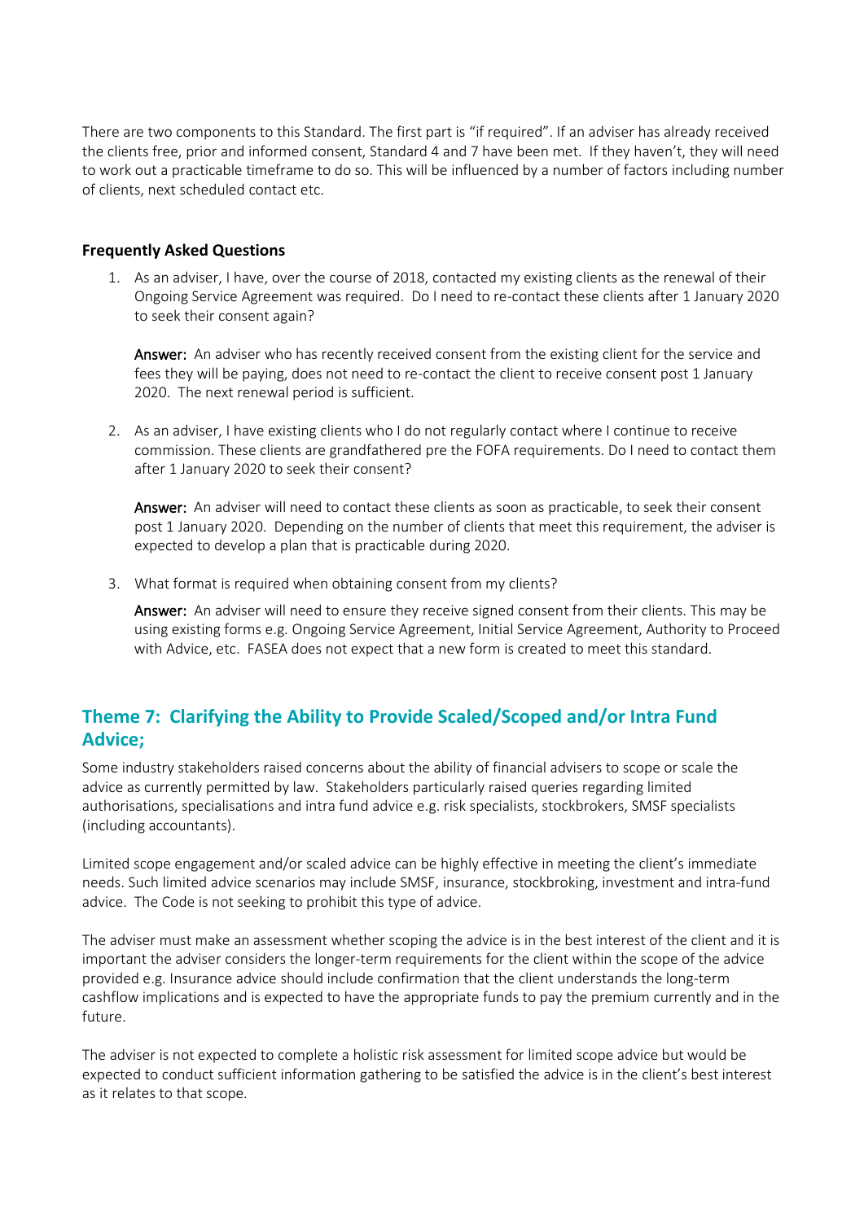There are two components to this Standard. The first part is "if required". If an adviser has already received the clients free, prior and informed consent, Standard 4 and 7 have been met. If they haven't, they will need to work out a practicable timeframe to do so. This will be influenced by a number of factors including number of clients, next scheduled contact etc.

**Frequently Asked Questions**

1. As an adviser, I have, over the course of 2018, contacted my existing clients as the renewal of their Ongoing Service Agreement was required. Do I need to re-contact these clients after 1 January 2020 to seek their consent again?

   **Answer:** An adviser who has recently received consent from the existing client for the service and fees they will be paying, does not need to re-contact the client to receive consent post 1 January 2020. The next renewal period is sufficient.

2. As an adviser, I have existing clients who I do not regularly contact where I continue to receive commission. These clients are grandfathered pre the FOFA requirements. Do I need to contact them after 1 January 2020 to seek their consent?

   **Answer:** An adviser will need to contact these clients as soon as practicable, to seek their consent post 1 January 2020. Depending on the number of clients that meet this requirement, the adviser is expected to develop a plan that is practicable during 2020.

3. What format is required when obtaining consent from my clients?

   **Answer:** An adviser will need to ensure they receive signed consent from their clients. This may be using existing forms e.g. Ongoing Service Agreement, Initial Service Agreement, Authority to Proceed with Advice, etc. FASEA does not expect that a new form is created to meet this standard.

## Theme 7: Clarifying the Ability to Provide Scaled/Scoped and/or Intra Fund Advice;

Some industry stakeholders raised concerns about the ability of financial advisers to scope or scale the advice as currently permitted by law. Stakeholders particularly raised queries regarding limited authorisations, specialisations and intra fund advice e.g. risk specialists, stockbrokers, SMSF specialists (including accountants).

Limited scope engagement and/or scaled advice can be highly effective in meeting the client's immediate needs. Such limited advice scenarios may include SMSF, insurance, stockbroking, investment and intra-fund advice. The Code is not seeking to prohibit this type of advice.

The adviser must make an assessment whether scoping the advice is in the best interest of the client and it is important the adviser considers the longer-term requirements for the client within the scope of the advice provided e.g. Insurance advice should include confirmation that the client understands the long-term cashflow implications and is expected to have the appropriate funds to pay the premium currently and in the future.

The adviser is not expected to complete a holistic risk assessment for limited scope advice but would be expected to conduct sufficient information gathering to be satisfied the advice is in the client's best interest as it relates to that scope.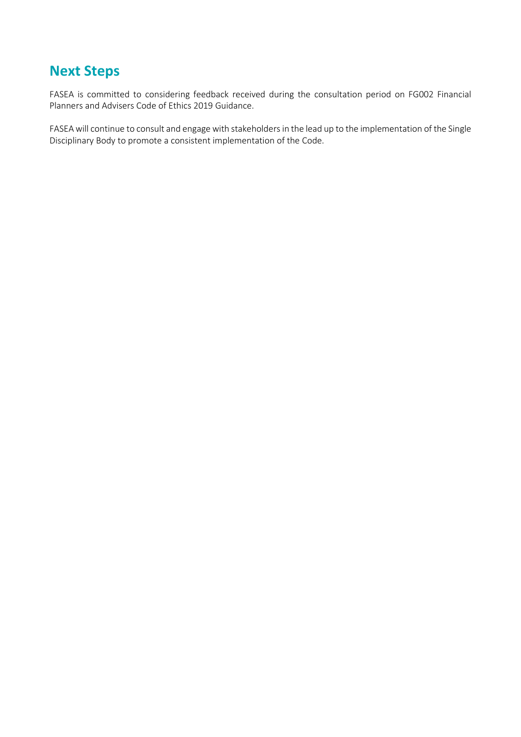## Next Steps

FASEA is committed to considering feedback received during the consultation period on FG002 Financial Planners and Advisers Code of Ethics 2019 Guidance.

FASEA will continue to consult and engage with stakeholders in the lead up to the implementation of the Single Disciplinary Body to promote a consistent implementation of the Code.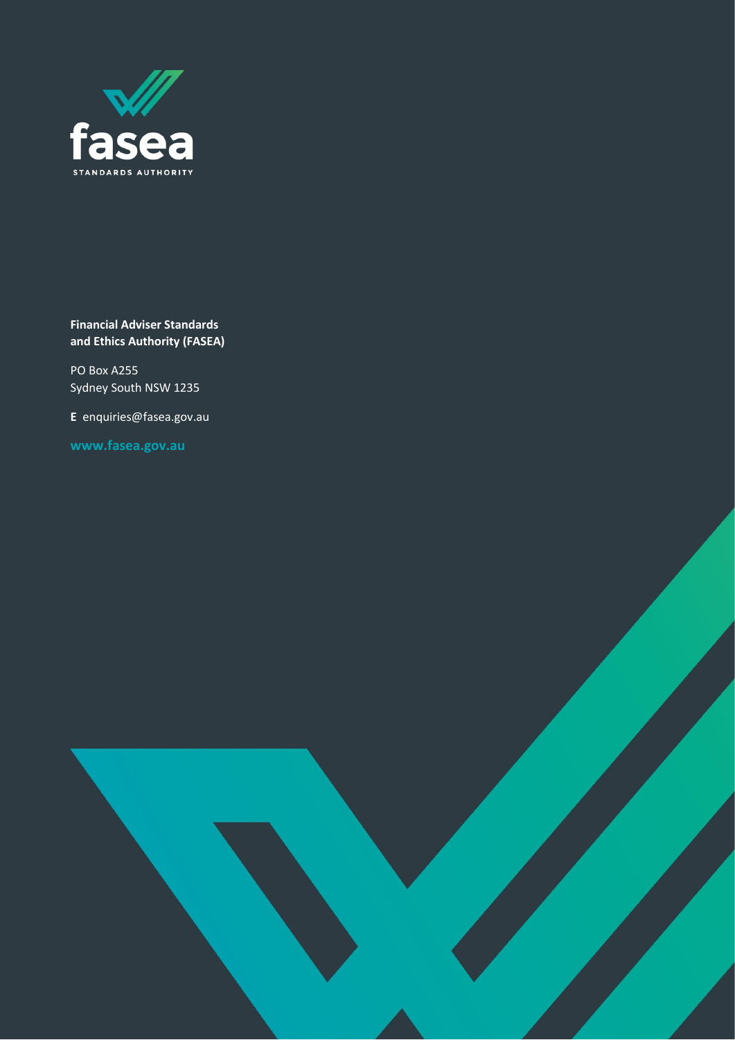fasea

STANDARDS AUTHORITY

**Financial Adviser Standards and Ethics Authority (FASEA)**

PO Box A255
Sydney South NSW 1235

**E** enquiries@fasea.gov.au

**www.fasea.gov.au**